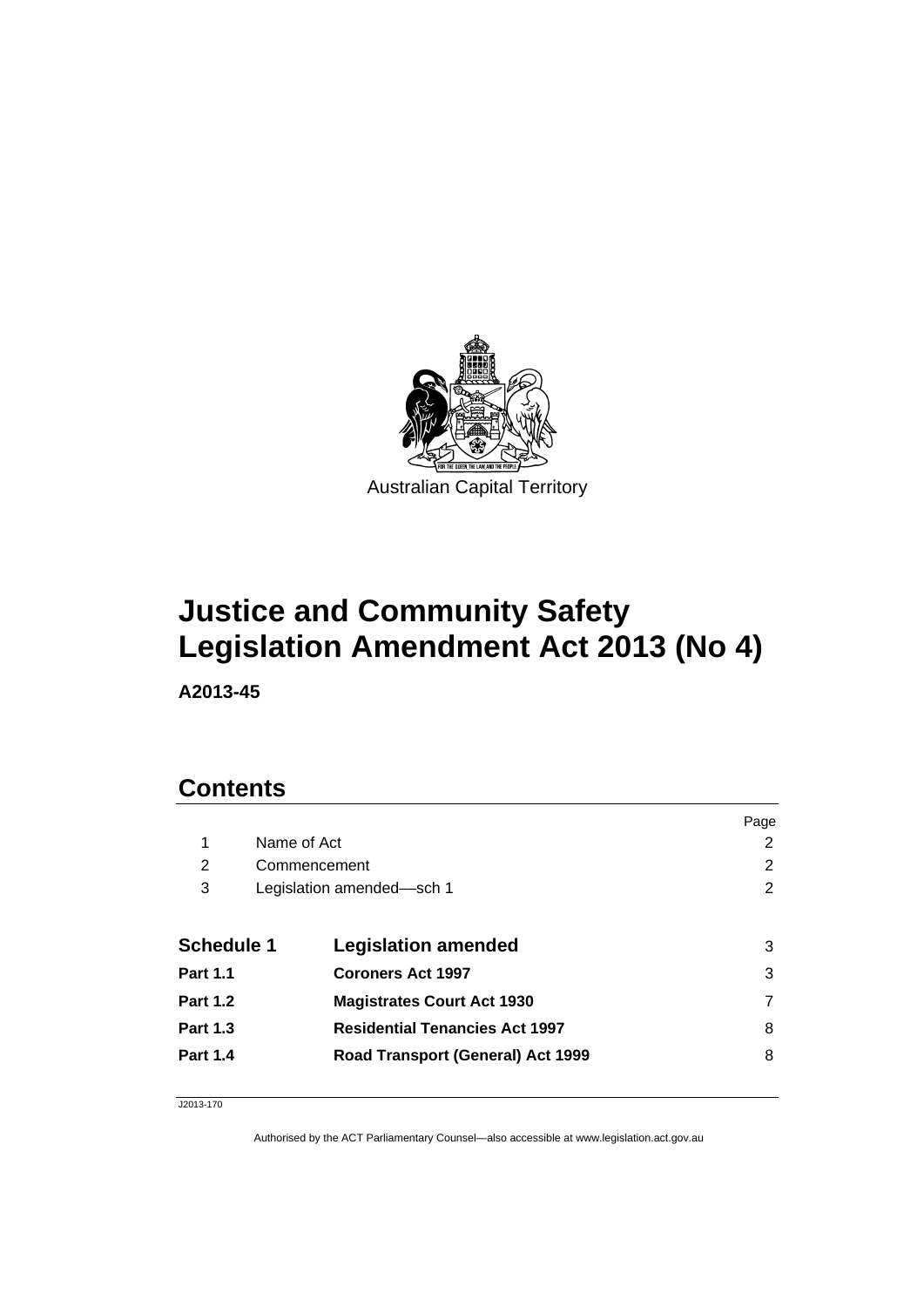Australian Capital Territory

# Justice and Community Safety Legislation Amendment Act 2013 (No 4)

**A2013-45**

## Contents

| | | Page |
|---|---|---|
| 1 | Name of Act | 2 |
| 2 | Commencement | 2 |
| 3 | Legislation amended—sch 1 | 2 |
| **Schedule 1** | **Legislation amended** | 3 |
| **Part 1.1** | **Coroners Act 1997** | 3 |
| **Part 1.2** | **Magistrates Court Act 1930** | 7 |
| **Part 1.3** | **Residential Tenancies Act 1997** | 8 |
| **Part 1.4** | **Road Transport (General) Act 1999** | 8 |

J2013-170

Authorised by the ACT Parliamentary Counsel—also accessible at www.legislation.act.gov.au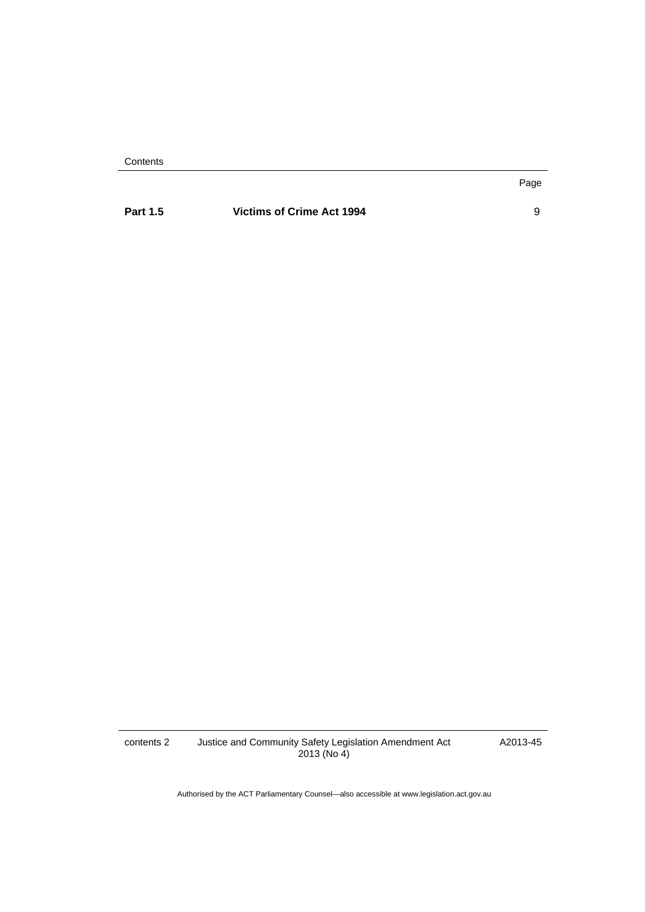| | | Page |
|---|---|---|
| **Part 1.5** | **Victims of Crime Act 1994** | 9 |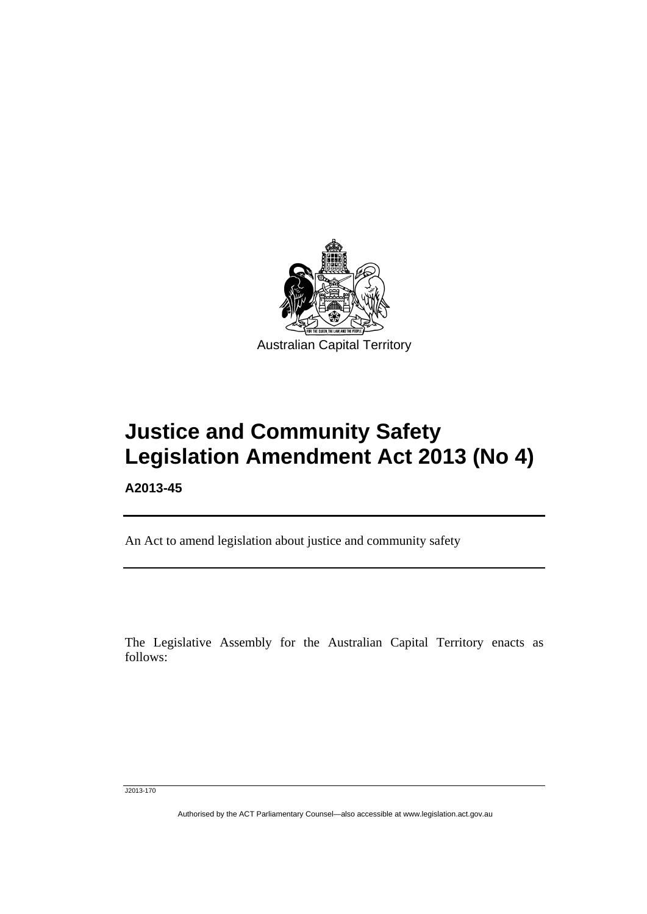Australian Capital Territory

# Justice and Community Safety Legislation Amendment Act 2013 (No 4)

**A2013-45**

An Act to amend legislation about justice and community safety

The Legislative Assembly for the Australian Capital Territory enacts as follows:

J2013-170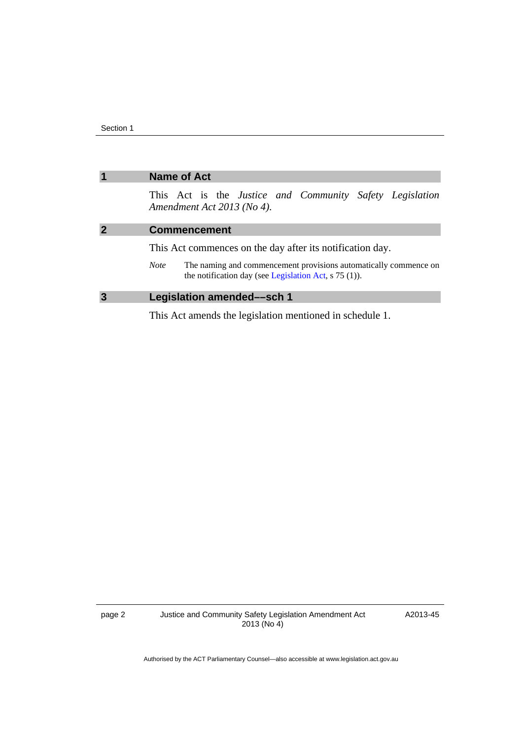## 1 Name of Act

This Act is the *Justice and Community Safety Legislation Amendment Act 2013 (No 4)*.

## 2 Commencement

This Act commences on the day after its notification day.

*Note* The naming and commencement provisions automatically commence on the notification day (see Legislation Act, s 75 (1)).

## 3 Legislation amended––sch 1

This Act amends the legislation mentioned in schedule 1.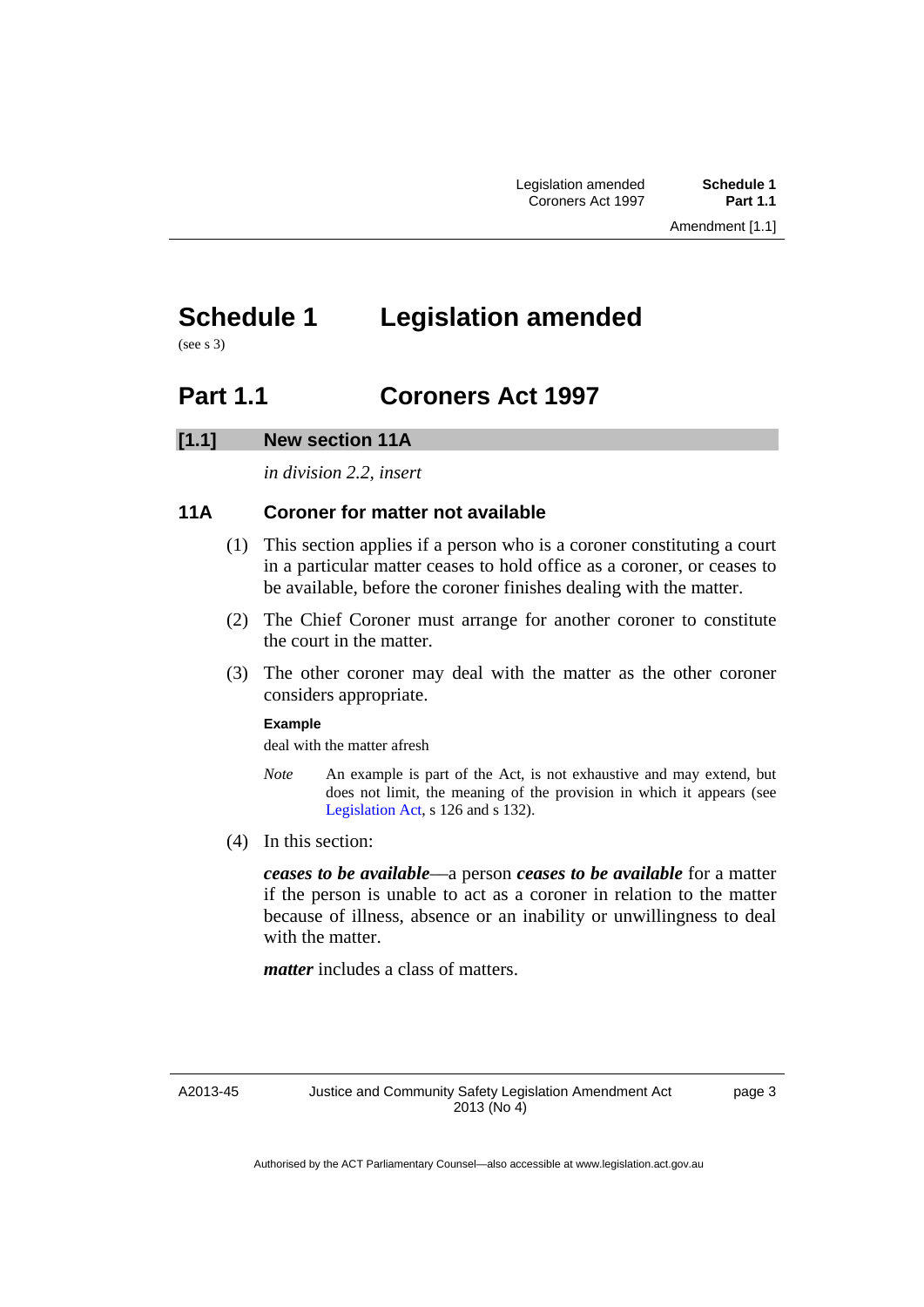# Schedule 1 Legislation amended

(see s 3)

## Part 1.1 Coroners Act 1997

### [1.1] New section 11A

*in division 2.2, insert*

### 11A Coroner for matter not available

(1) This section applies if a person who is a coroner constituting a court in a particular matter ceases to hold office as a coroner, or ceases to be available, before the coroner finishes dealing with the matter.

(2) The Chief Coroner must arrange for another coroner to constitute the court in the matter.

(3) The other coroner may deal with the matter as the other coroner considers appropriate.

**Example**

deal with the matter afresh

*Note* An example is part of the Act, is not exhaustive and may extend, but does not limit, the meaning of the provision in which it appears (see Legislation Act, s 126 and s 132).

(4) In this section:

***ceases to be available***—a person ***ceases to be available*** for a matter if the person is unable to act as a coroner in relation to the matter because of illness, absence or an inability or unwillingness to deal with the matter.

***matter*** includes a class of matters.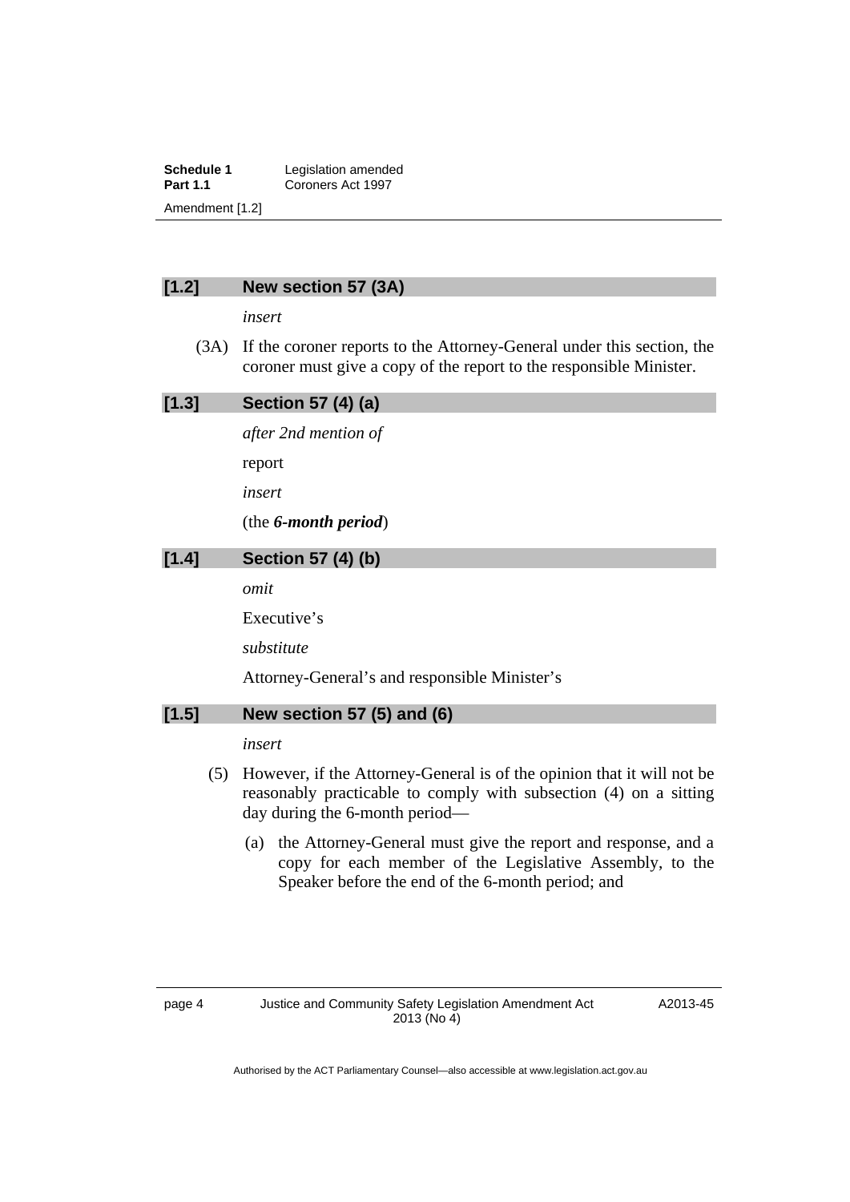### [1.2] New section 57 (3A)

*insert*

(3A) If the coroner reports to the Attorney-General under this section, the coroner must give a copy of the report to the responsible Minister.

### [1.3] Section 57 (4) (a)

*after 2nd mention of*

report

*insert*

(the ***6-month period***)

### [1.4] Section 57 (4) (b)

*omit*

Executive's

*substitute*

Attorney-General's and responsible Minister's

### [1.5] New section 57 (5) and (6)

*insert*

(5) However, if the Attorney-General is of the opinion that it will not be reasonably practicable to comply with subsection (4) on a sitting day during the 6-month period—

(a) the Attorney-General must give the report and response, and a copy for each member of the Legislative Assembly, to the Speaker before the end of the 6-month period; and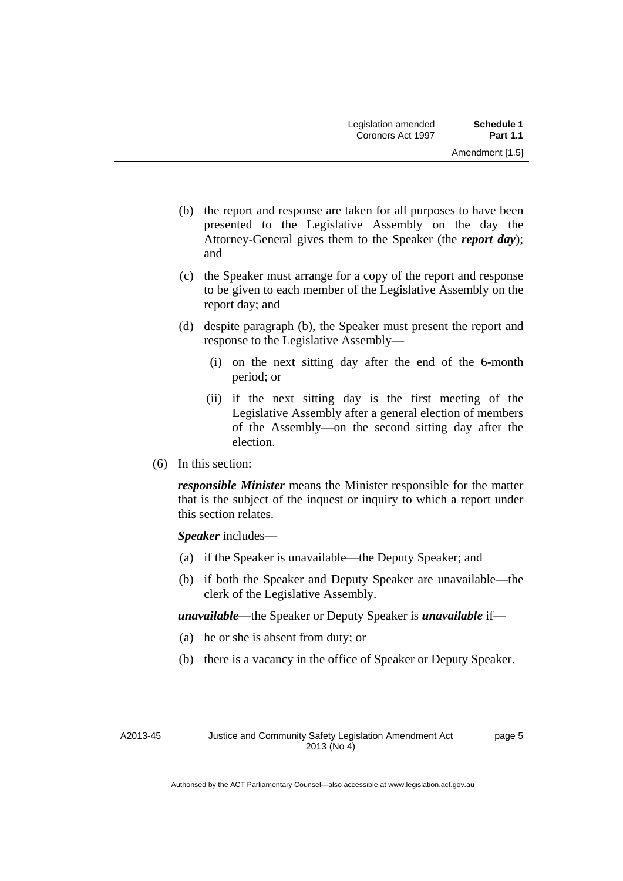(b) the report and response are taken for all purposes to have been presented to the Legislative Assembly on the day the Attorney-General gives them to the Speaker (the ***report day***); and

(c) the Speaker must arrange for a copy of the report and response to be given to each member of the Legislative Assembly on the report day; and

(d) despite paragraph (b), the Speaker must present the report and response to the Legislative Assembly—

(i) on the next sitting day after the end of the 6-month period; or

(ii) if the next sitting day is the first meeting of the Legislative Assembly after a general election of members of the Assembly—on the second sitting day after the election.

(6) In this section:

***responsible Minister*** means the Minister responsible for the matter that is the subject of the inquest or inquiry to which a report under this section relates.

***Speaker*** includes—

(a) if the Speaker is unavailable—the Deputy Speaker; and

(b) if both the Speaker and Deputy Speaker are unavailable—the clerk of the Legislative Assembly.

***unavailable***—the Speaker or Deputy Speaker is ***unavailable*** if—

(a) he or she is absent from duty; or

(b) there is a vacancy in the office of Speaker or Deputy Speaker.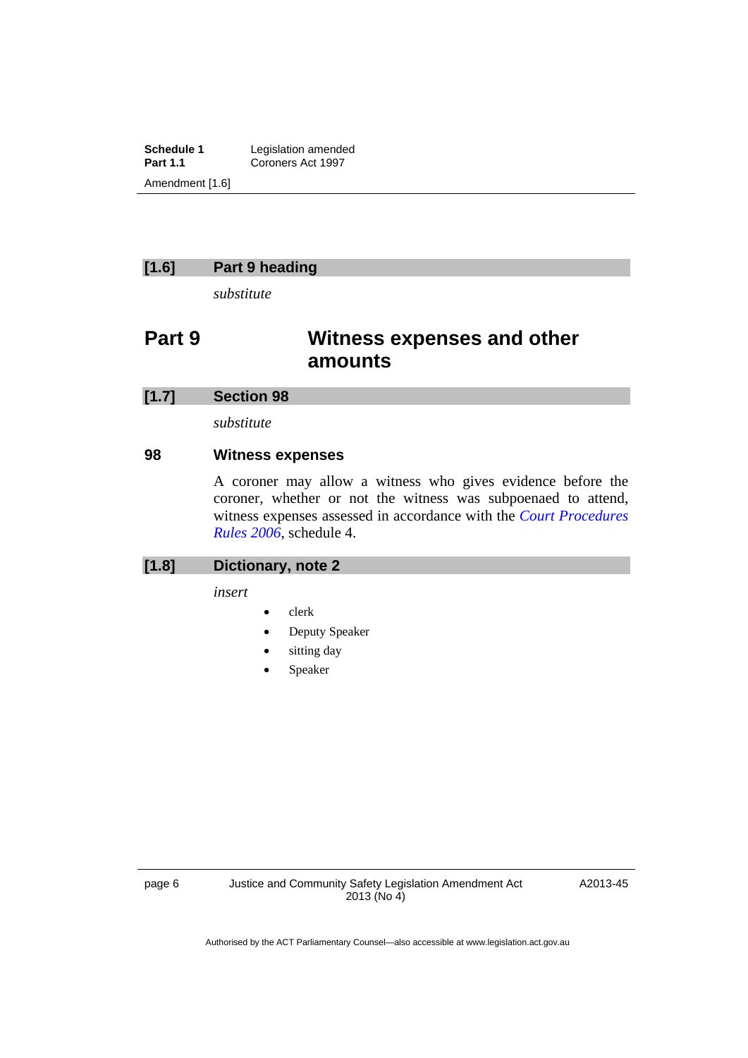### [1.6] Part 9 heading

*substitute*

## Part 9 Witness expenses and other amounts

### [1.7] Section 98

*substitute*

### 98 Witness expenses

A coroner may allow a witness who gives evidence before the coroner, whether or not the witness was subpoenaed to attend, witness expenses assessed in accordance with the *Court Procedures Rules 2006*, schedule 4.

### [1.8] Dictionary, note 2

*insert*

- clerk
- Deputy Speaker
- sitting day
- Speaker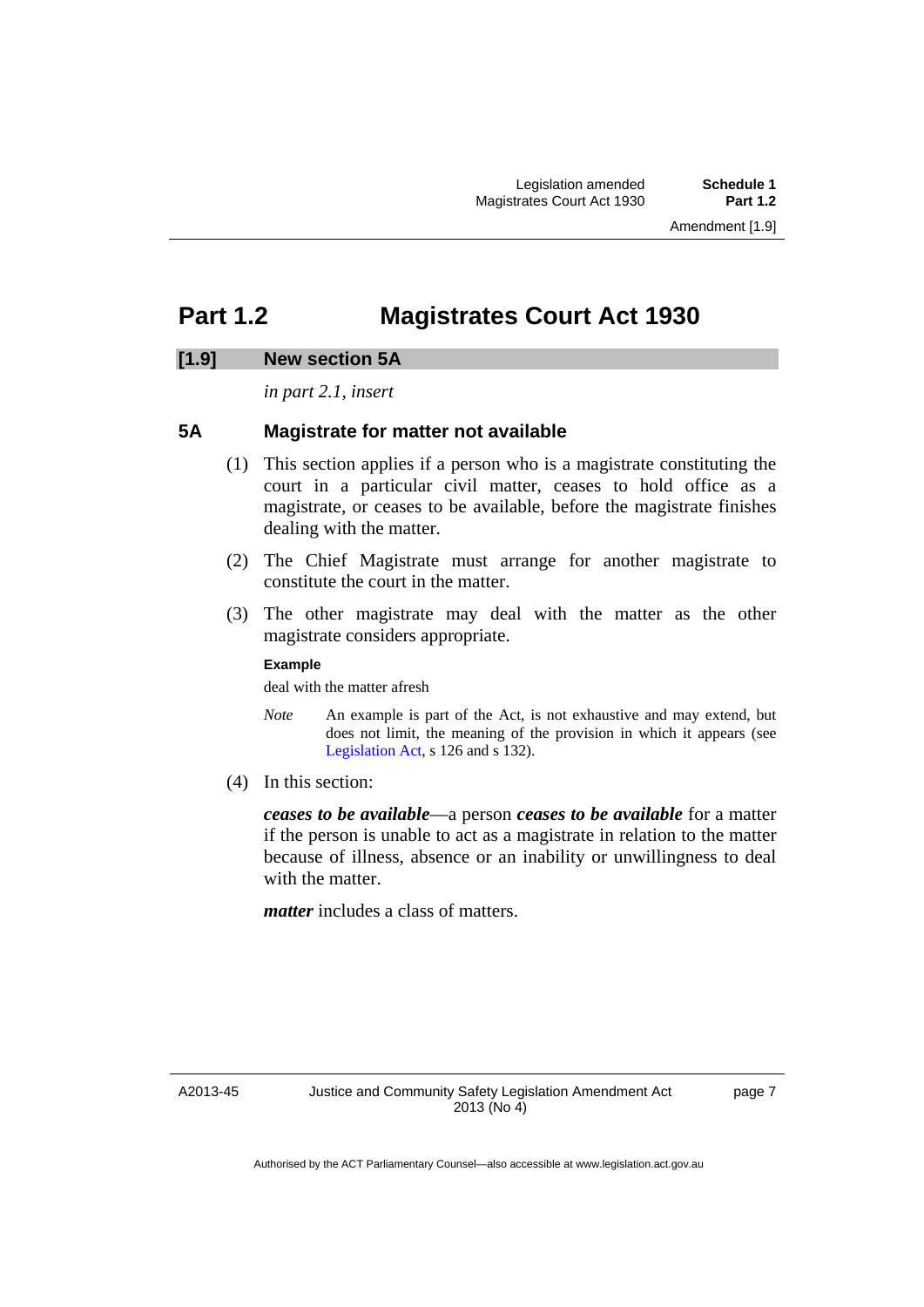# Part 1.2 Magistrates Court Act 1930

## [1.9] New section 5A

*in part 2.1, insert*

### 5A Magistrate for matter not available

(1) This section applies if a person who is a magistrate constituting the court in a particular civil matter, ceases to hold office as a magistrate, or ceases to be available, before the magistrate finishes dealing with the matter.

(2) The Chief Magistrate must arrange for another magistrate to constitute the court in the matter.

(3) The other magistrate may deal with the matter as the other magistrate considers appropriate.

**Example**

deal with the matter afresh

*Note* An example is part of the Act, is not exhaustive and may extend, but does not limit, the meaning of the provision in which it appears (see Legislation Act, s 126 and s 132).

(4) In this section:

***ceases to be available***—a person ***ceases to be available*** for a matter if the person is unable to act as a magistrate in relation to the matter because of illness, absence or an inability or unwillingness to deal with the matter.

***matter*** includes a class of matters.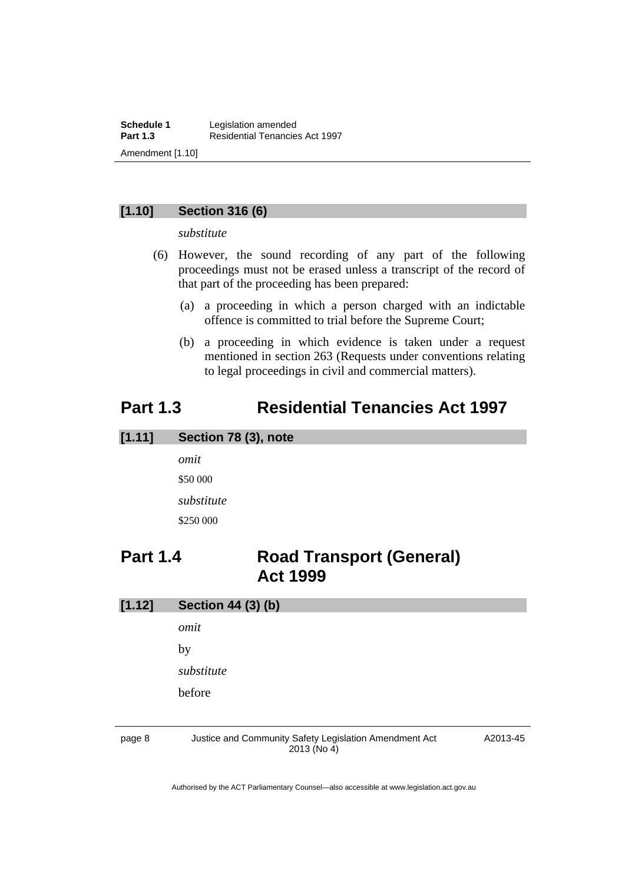### [1.10] Section 316 (6)

*substitute*

(6) However, the sound recording of any part of the following proceedings must not be erased unless a transcript of the record of that part of the proceeding has been prepared:

(a) a proceeding in which a person charged with an indictable offence is committed to trial before the Supreme Court;

(b) a proceeding in which evidence is taken under a request mentioned in section 263 (Requests under conventions relating to legal proceedings in civil and commercial matters).

## Part 1.3 Residential Tenancies Act 1997

### [1.11] Section 78 (3), note

*omit*

$50 000

*substitute*

$250 000

## Part 1.4 Road Transport (General) Act 1999

### [1.12] Section 44 (3) (b)

*omit*

by

*substitute*

before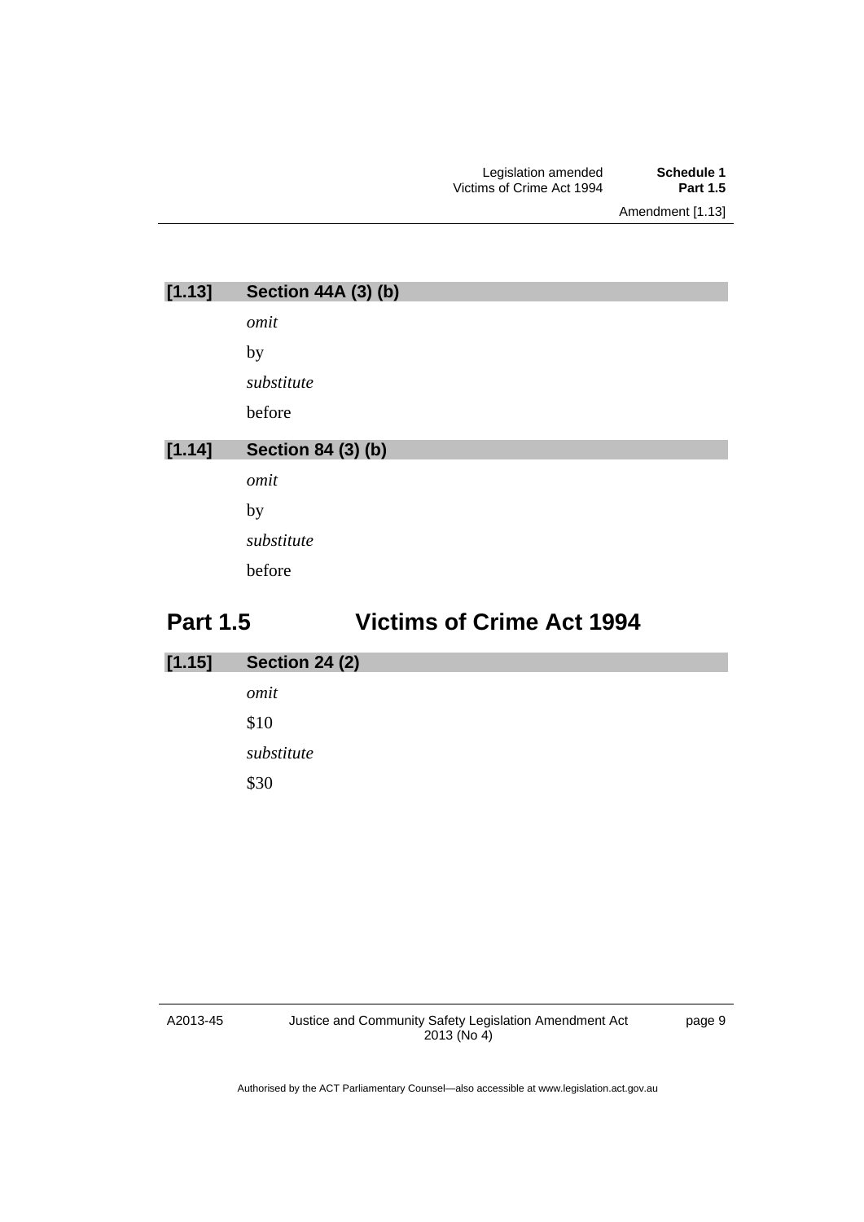**[1.13] Section 44A (3) (b)**

*omit*

by

*substitute*

before

**[1.14] Section 84 (3) (b)**

*omit*

by

*substitute*

before

## Part 1.5 Victims of Crime Act 1994

**[1.15] Section 24 (2)**

*omit*

$10

*substitute*

$30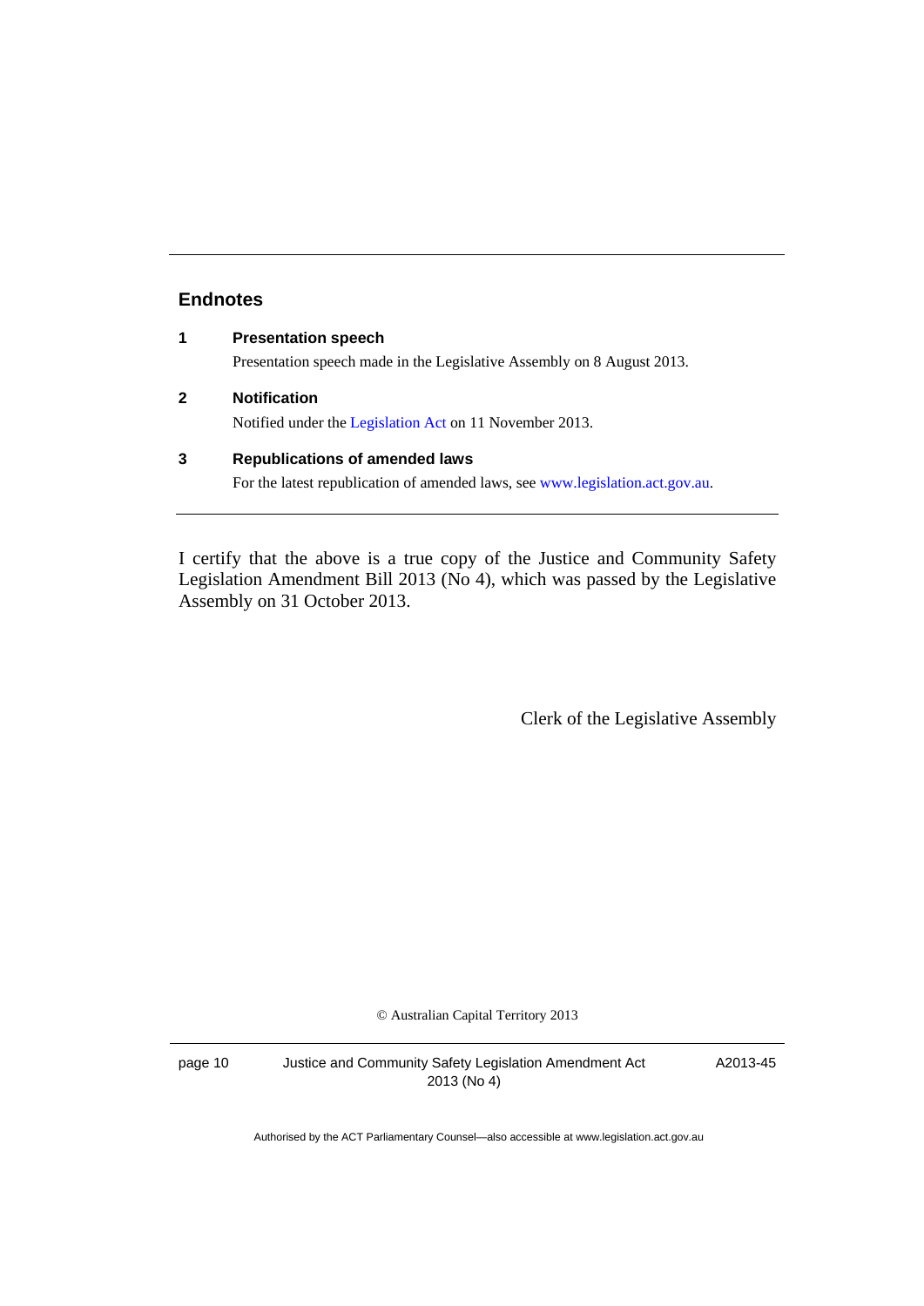## Endnotes

**1 Presentation speech**

Presentation speech made in the Legislative Assembly on 8 August 2013.

**2 Notification**

Notified under the Legislation Act on 11 November 2013.

**3 Republications of amended laws**

For the latest republication of amended laws, see www.legislation.act.gov.au.

I certify that the above is a true copy of the Justice and Community Safety Legislation Amendment Bill 2013 (No 4), which was passed by the Legislative Assembly on 31 October 2013.

Clerk of the Legislative Assembly

© Australian Capital Territory 2013